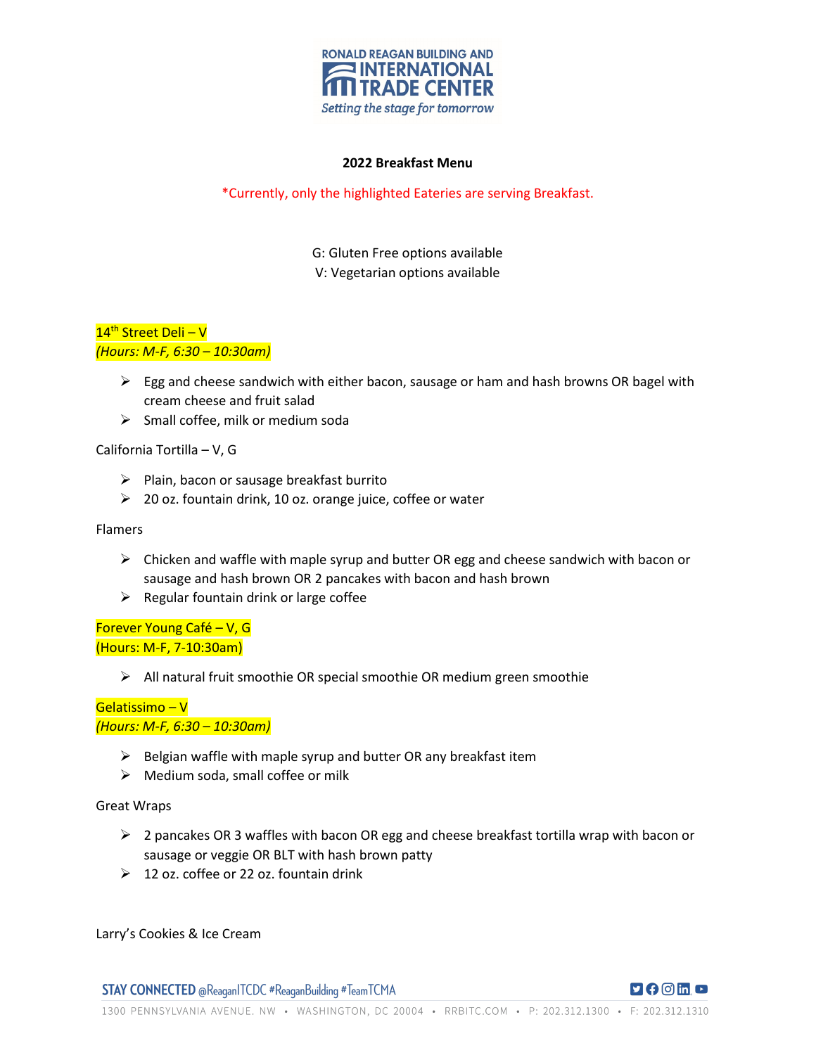RONALD REAGAN BUILDING AND INTERNATIONAL TRADE CENTER
*Setting the stage for tomorrow*

## 2022 Breakfast Menu

*Currently, only the highlighted Eateries are serving Breakfast.

G: Gluten Free options available
V: Vegetarian options available

### 14th Street Deli – V
*(Hours: M-F, 6:30 – 10:30am)*

- Egg and cheese sandwich with either bacon, sausage or ham and hash browns OR bagel with cream cheese and fruit salad
- Small coffee, milk or medium soda

### California Tortilla – V, G

- Plain, bacon or sausage breakfast burrito
- 20 oz. fountain drink, 10 oz. orange juice, coffee or water

### Flamers

- Chicken and waffle with maple syrup and butter OR egg and cheese sandwich with bacon or sausage and hash brown OR 2 pancakes with bacon and hash brown
- Regular fountain drink or large coffee

### Forever Young Café – V, G
(Hours: M-F, 7-10:30am)

- All natural fruit smoothie OR special smoothie OR medium green smoothie

### Gelatissimo – V
*(Hours: M-F, 6:30 – 10:30am)*

- Belgian waffle with maple syrup and butter OR any breakfast item
- Medium soda, small coffee or milk

### Great Wraps

- 2 pancakes OR 3 waffles with bacon OR egg and cheese breakfast tortilla wrap with bacon or sausage or veggie OR BLT with hash brown patty
- 12 oz. coffee or 22 oz. fountain drink

### Larry's Cookies & Ice Cream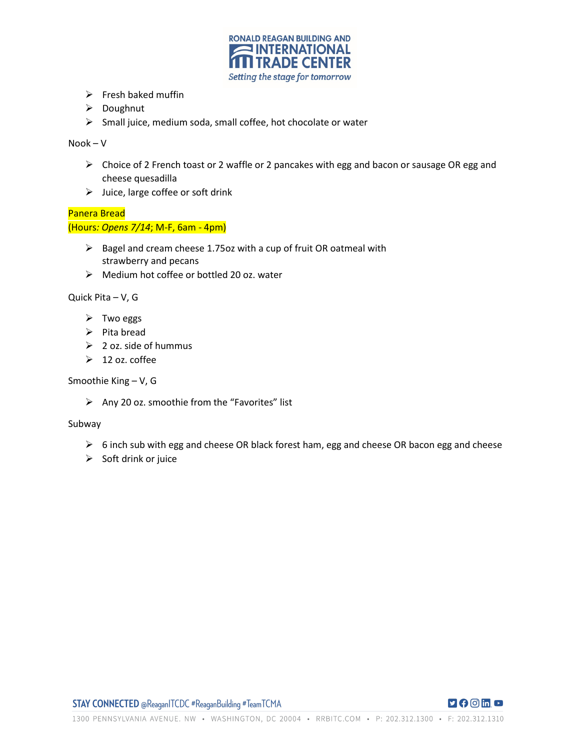- Fresh baked muffin
- Doughnut
- Small juice, medium soda, small coffee, hot chocolate or water

Nook – V

- Choice of 2 French toast or 2 waffle or 2 pancakes with egg and bacon or sausage OR egg and cheese quesadilla
- Juice, large coffee or soft drink

Panera Bread
(Hours: *Opens 7/14*; M-F, 6am - 4pm)

- Bagel and cream cheese 1.75oz with a cup of fruit OR oatmeal with strawberry and pecans
- Medium hot coffee or bottled 20 oz. water

Quick Pita – V, G

- Two eggs
- Pita bread
- 2 oz. side of hummus
- 12 oz. coffee

Smoothie King – V, G

- Any 20 oz. smoothie from the "Favorites" list

Subway

- 6 inch sub with egg and cheese OR black forest ham, egg and cheese OR bacon egg and cheese
- Soft drink or juice